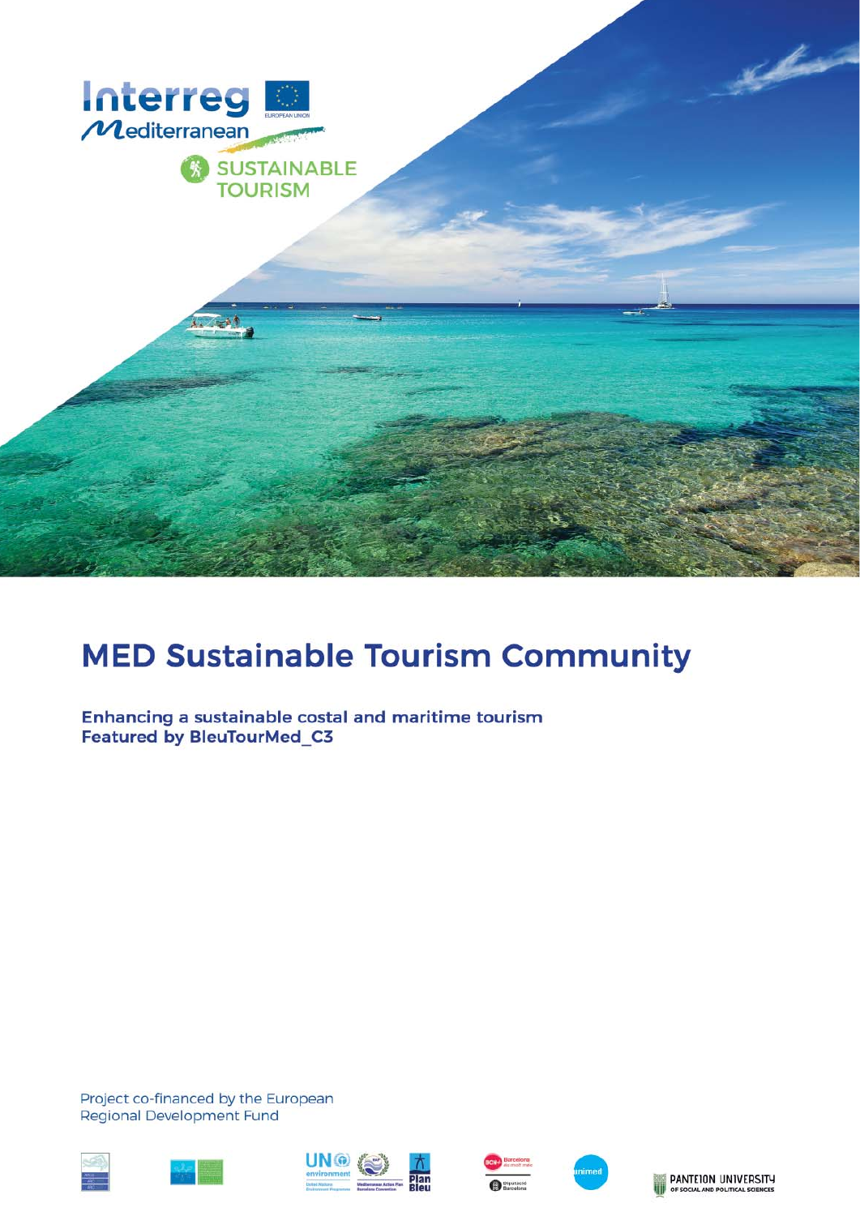Interreg
Mediterranean

SUSTAINABLE TOURISM

# MED Sustainable Tourism Community

**Enhancing a sustainable costal and maritime tourism**
**Featured by BleuTourMed_C3**

Project co-financed by the European Regional Development Fund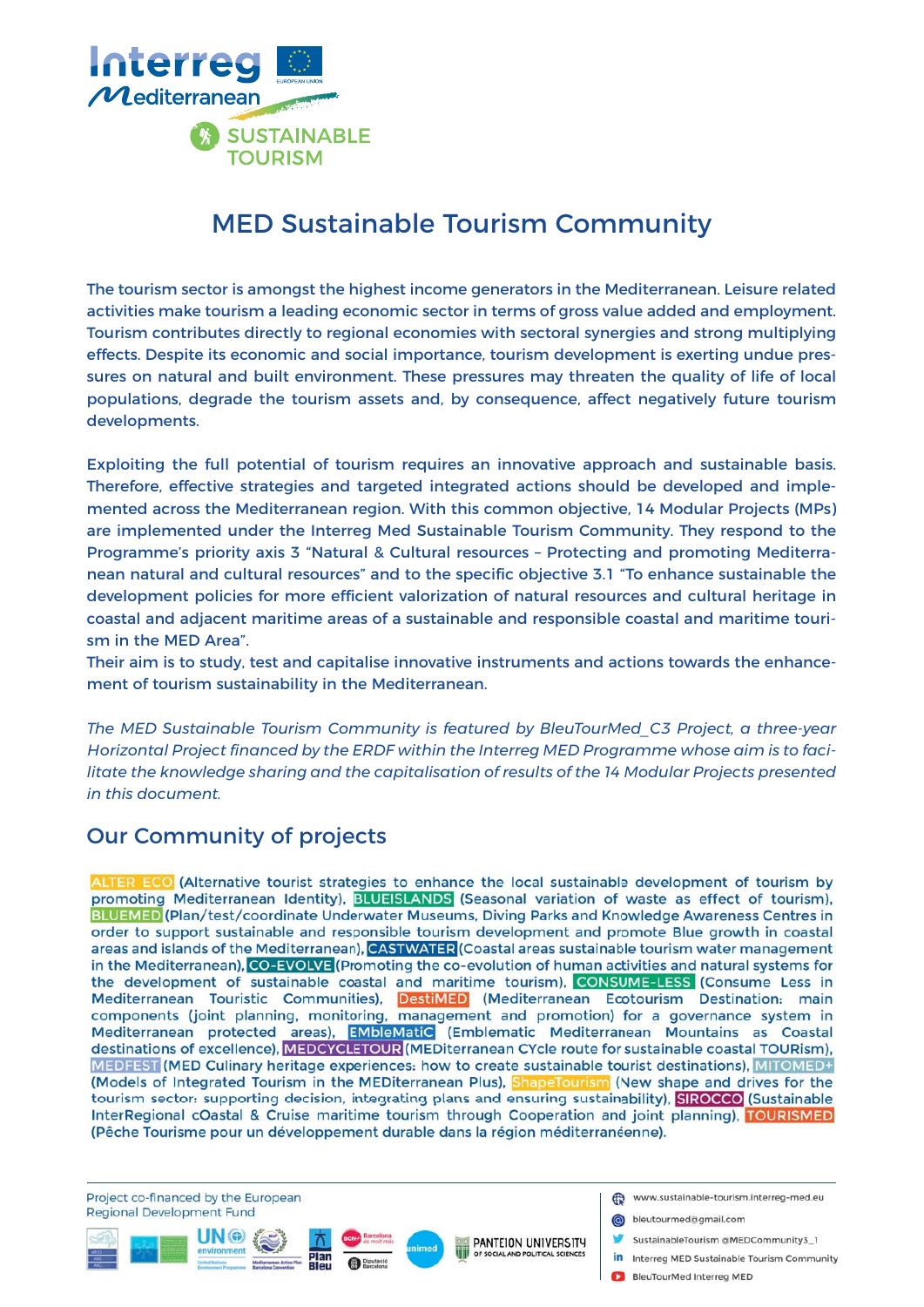Interreg Mediterranean

SUSTAINABLE TOURISM

# MED Sustainable Tourism Community

The tourism sector is amongst the highest income generators in the Mediterranean. Leisure related activities make tourism a leading economic sector in terms of gross value added and employment. Tourism contributes directly to regional economies with sectoral synergies and strong multiplying effects. Despite its economic and social importance, tourism development is exerting undue pressures on natural and built environment. These pressures may threaten the quality of life of local populations, degrade the tourism assets and, by consequence, affect negatively future tourism developments.

Exploiting the full potential of tourism requires an innovative approach and sustainable basis. Therefore, effective strategies and targeted integrated actions should be developed and implemented across the Mediterranean region. With this common objective, 14 Modular Projects (MPs) are implemented under the Interreg Med Sustainable Tourism Community. They respond to the Programme's priority axis 3 "Natural & Cultural resources – Protecting and promoting Mediterranean natural and cultural resources" and to the specific objective 3.1 "To enhance sustainable the development policies for more efficient valorization of natural resources and cultural heritage in coastal and adjacent maritime areas of a sustainable and responsible coastal and maritime tourism in the MED Area".
Their aim is to study, test and capitalise innovative instruments and actions towards the enhancement of tourism sustainability in the Mediterranean.

*The MED Sustainable Tourism Community is featured by BleuTourMed_C3 Project, a three-year Horizontal Project financed by the ERDF within the Interreg MED Programme whose aim is to facilitate the knowledge sharing and the capitalisation of results of the 14 Modular Projects presented in this document.*

## Our Community of projects

ALTER ECO (Alternative tourist strategies to enhance the local sustainable development of tourism by promoting Mediterranean Identity), BLUEISLANDS (Seasonal variation of waste as effect of tourism), BLUEMED (Plan/test/coordinate Underwater Museums, Diving Parks and Knowledge Awareness Centres in order to support sustainable and responsible tourism development and promote Blue growth in coastal areas and islands of the Mediterranean), CASTWATER (Coastal areas sustainable tourism water management in the Mediterranean), CO-EVOLVE (Promoting the co-evolution of human activities and natural systems for the development of sustainable coastal and maritime tourism), CONSUME-LESS (Consume Less in Mediterranean Touristic Communities), DestiMED (Mediterranean Ecotourism Destination: main components (joint planning, monitoring, management and promotion) for a governance system in Mediterranean protected areas), EMbleMatiC (Emblematic Mediterranean Mountains as Coastal destinations of excellence), MEDCYCLETOUR (MEDiterranean CYcle route for sustainable coastal TOURism), MEDFEST (MED Culinary heritage experiences: how to create sustainable tourist destinations), MITOMED+ (Models of Integrated Tourism in the MEDiterranean Plus), ShapeTourism (New shape and drives for the tourism sector: supporting decision, integrating plans and ensuring sustainability), SIROCCO (Sustainable InterRegional cOastal & Cruise maritime tourism through Cooperation and joint planning), TOURISMED (Pêche Tourisme pour un développement durable dans la région méditerranéenne).

Project co-financed by the European Regional Development Fund

- www.sustainable-tourism.interreg-med.eu
- bleutourmed@gmail.com
- SustainableTourism @MEDCommunity3_1
- Interreg MED Sustainable Tourism Community
- BleuTourMed Interreg MED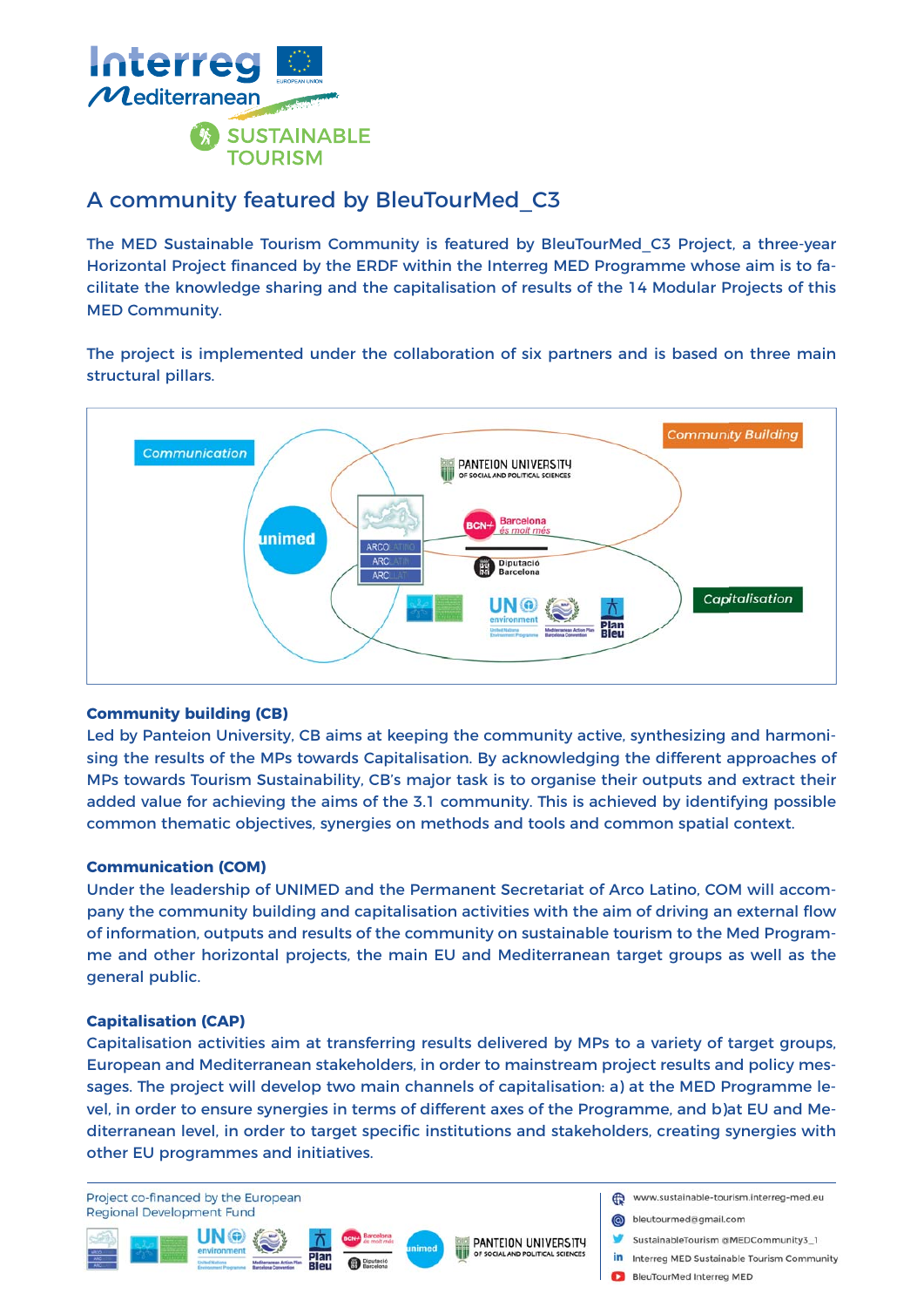# A community featured by BleuTourMed_C3

The MED Sustainable Tourism Community is featured by BleuTourMed_C3 Project, a three-year Horizontal Project financed by the ERDF within the Interreg MED Programme whose aim is to facilitate the knowledge sharing and the capitalisation of results of the 14 Modular Projects of this MED Community.

The project is implemented under the collaboration of six partners and is based on three main structural pillars.

Communication

Community Building

Capitalisation

### Community building (CB)

Led by Panteion University, CB aims at keeping the community active, synthesizing and harmonising the results of the MPs towards Capitalisation. By acknowledging the different approaches of MPs towards Tourism Sustainability, CB's major task is to organise their outputs and extract their added value for achieving the aims of the 3.1 community. This is achieved by identifying possible common thematic objectives, synergies on methods and tools and common spatial context.

### Communication (COM)

Under the leadership of UNIMED and the Permanent Secretariat of Arco Latino, COM will accompany the community building and capitalisation activities with the aim of driving an external flow of information, outputs and results of the community on sustainable tourism to the Med Programme and other horizontal projects, the main EU and Mediterranean target groups as well as the general public.

### Capitalisation (CAP)

Capitalisation activities aim at transferring results delivered by MPs to a variety of target groups, European and Mediterranean stakeholders, in order to mainstream project results and policy messages. The project will develop two main channels of capitalisation: a) at the MED Programme level, in order to ensure synergies in terms of different axes of the Programme, and b)at EU and Mediterranean level, in order to target specific institutions and stakeholders, creating synergies with other EU programmes and initiatives.

Project co-financed by the European Regional Development Fund

- www.sustainable-tourism.interreg-med.eu
- bleutourmed@gmail.com
- SustainableTourism @MEDCommunity3_1
- Interreg MED Sustainable Tourism Community
- BleuTourMed Interreg MED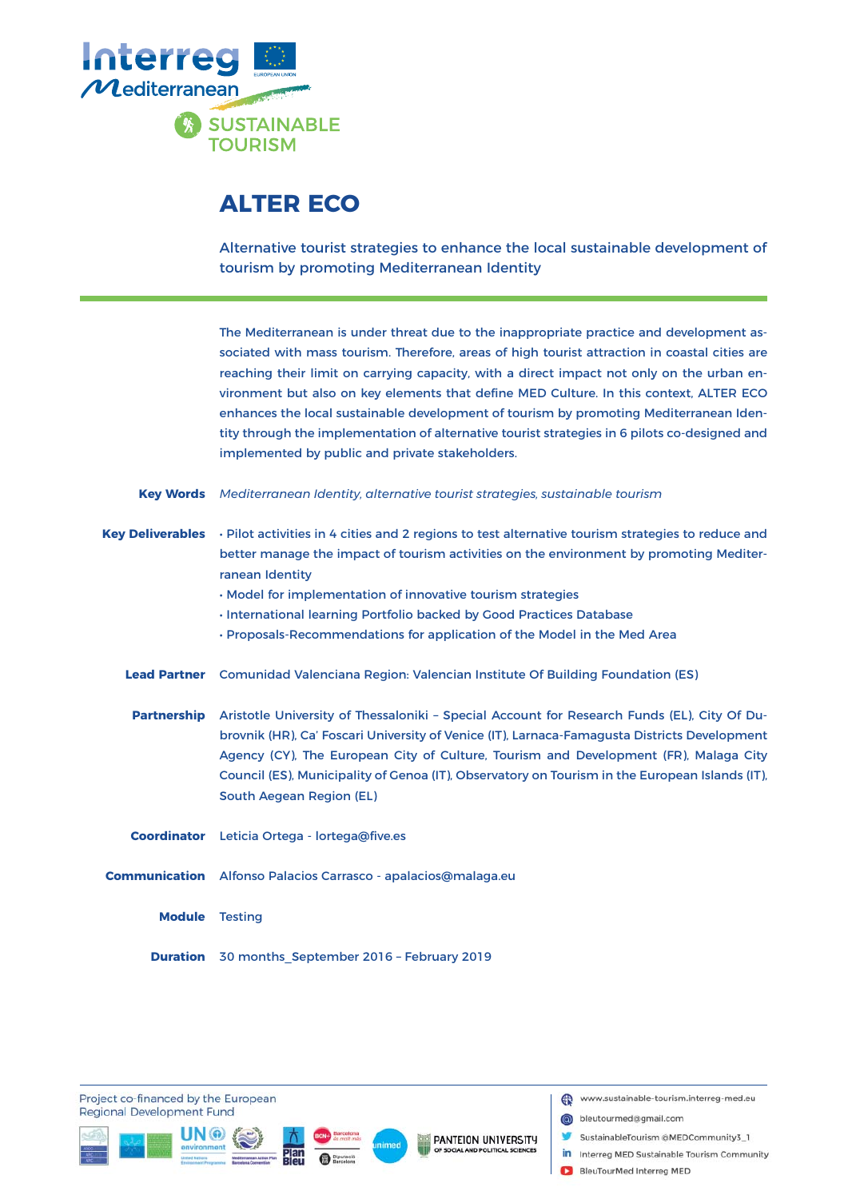Interreg Mediterranean

SUSTAINABLE TOURISM

# ALTER ECO

## Alternative tourist strategies to enhance the local sustainable development of tourism by promoting Mediterranean Identity

The Mediterranean is under threat due to the inappropriate practice and development associated with mass tourism. Therefore, areas of high tourist attraction in coastal cities are reaching their limit on carrying capacity, with a direct impact not only on the urban environment but also on key elements that define MED Culture. In this context, ALTER ECO enhances the local sustainable development of tourism by promoting Mediterranean Identity through the implementation of alternative tourist strategies in 6 pilots co-designed and implemented by public and private stakeholders.

**Key Words** *Mediterranean Identity, alternative tourist strategies, sustainable tourism*

**Key Deliverables**

- Pilot activities in 4 cities and 2 regions to test alternative tourism strategies to reduce and better manage the impact of tourism activities on the environment by promoting Mediterranean Identity
- Model for implementation of innovative tourism strategies
- International learning Portfolio backed by Good Practices Database
- Proposals-Recommendations for application of the Model in the Med Area

**Lead Partner** Comunidad Valenciana Region: Valencian Institute Of Building Foundation (ES)

**Partnership** Aristotle University of Thessaloniki – Special Account for Research Funds (EL), City Of Dubrovnik (HR), Ca' Foscari University of Venice (IT), Larnaca-Famagusta Districts Development Agency (CY), The European City of Culture, Tourism and Development (FR), Malaga City Council (ES), Municipality of Genoa (IT), Observatory on Tourism in the European Islands (IT), South Aegean Region (EL)

**Coordinator** Leticia Ortega - lortega@five.es

**Communication** Alfonso Palacios Carrasco - apalacios@malaga.eu

**Module** Testing

**Duration** 30 months_September 2016 – February 2019

Project co-financed by the European Regional Development Fund

www.sustainable-tourism.interreg-med.eu
bleutourmed@gmail.com
SustainableTourism @MEDCommunity3_1
Interreg MED Sustainable Tourism Community
BleuTourMed Interreg MED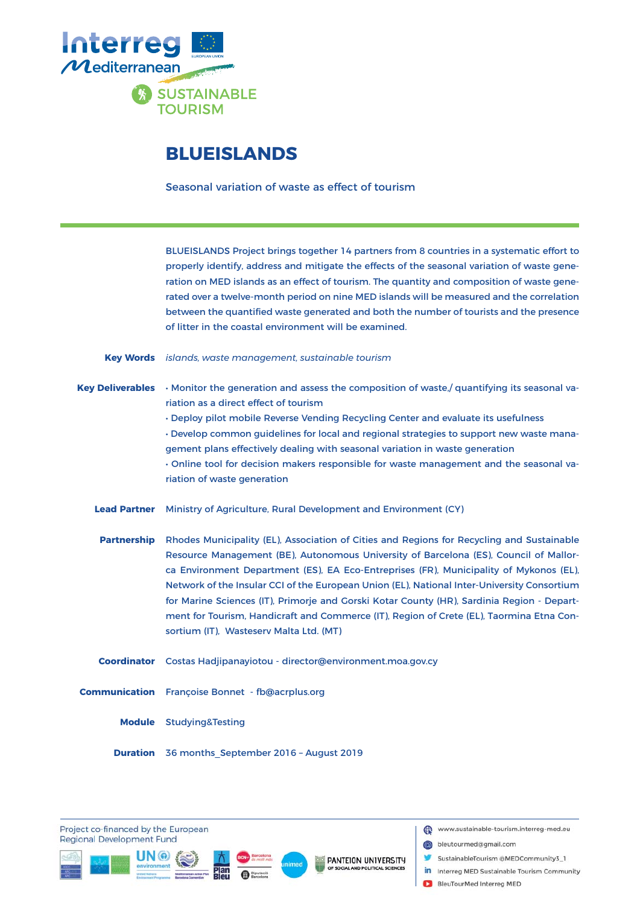# BLUEISLANDS

Seasonal variation of waste as effect of tourism

BLUEISLANDS Project brings together 14 partners from 8 countries in a systematic effort to properly identify, address and mitigate the effects of the seasonal variation of waste generation on MED islands as an effect of tourism. The quantity and composition of waste generated over a twelve-month period on nine MED islands will be measured and the correlation between the quantified waste generated and both the number of tourists and the presence of litter in the coastal environment will be examined.

**Key Words** *islands, waste management, sustainable tourism*

**Key Deliverables**

- Monitor the generation and assess the composition of waste,/ quantifying its seasonal variation as a direct effect of tourism
- Deploy pilot mobile Reverse Vending Recycling Center and evaluate its usefulness
- Develop common guidelines for local and regional strategies to support new waste management plans effectively dealing with seasonal variation in waste generation
- Online tool for decision makers responsible for waste management and the seasonal variation of waste generation

**Lead Partner** Ministry of Agriculture, Rural Development and Environment (CY)

**Partnership** Rhodes Municipality (EL), Association of Cities and Regions for Recycling and Sustainable Resource Management (BE), Autonomous University of Barcelona (ES), Council of Mallorca Environment Department (ES), EA Eco-Entreprises (FR), Municipality of Mykonos (EL), Network of the Insular CCI of the European Union (EL), National Inter-University Consortium for Marine Sciences (IT), Primorje and Gorski Kotar County (HR), Sardinia Region - Department for Tourism, Handicraft and Commerce (IT), Region of Crete (EL), Taormina Etna Consortium (IT), Wasteserv Malta Ltd. (MT)

**Coordinator** Costas Hadjipanayiotou - director@environment.moa.gov.cy

**Communication** Françoise Bonnet - fb@acrplus.org

**Module** Studying&Testing

**Duration** 36 months_September 2016 – August 2019

Project co-financed by the European Regional Development Fund

www.sustainable-tourism.interreg-med.eu
bleutourmed@gmail.com
SustainableTourism @MEDCommunity3_1
Interreg MED Sustainable Tourism Community
BleuTourMed Interreg MED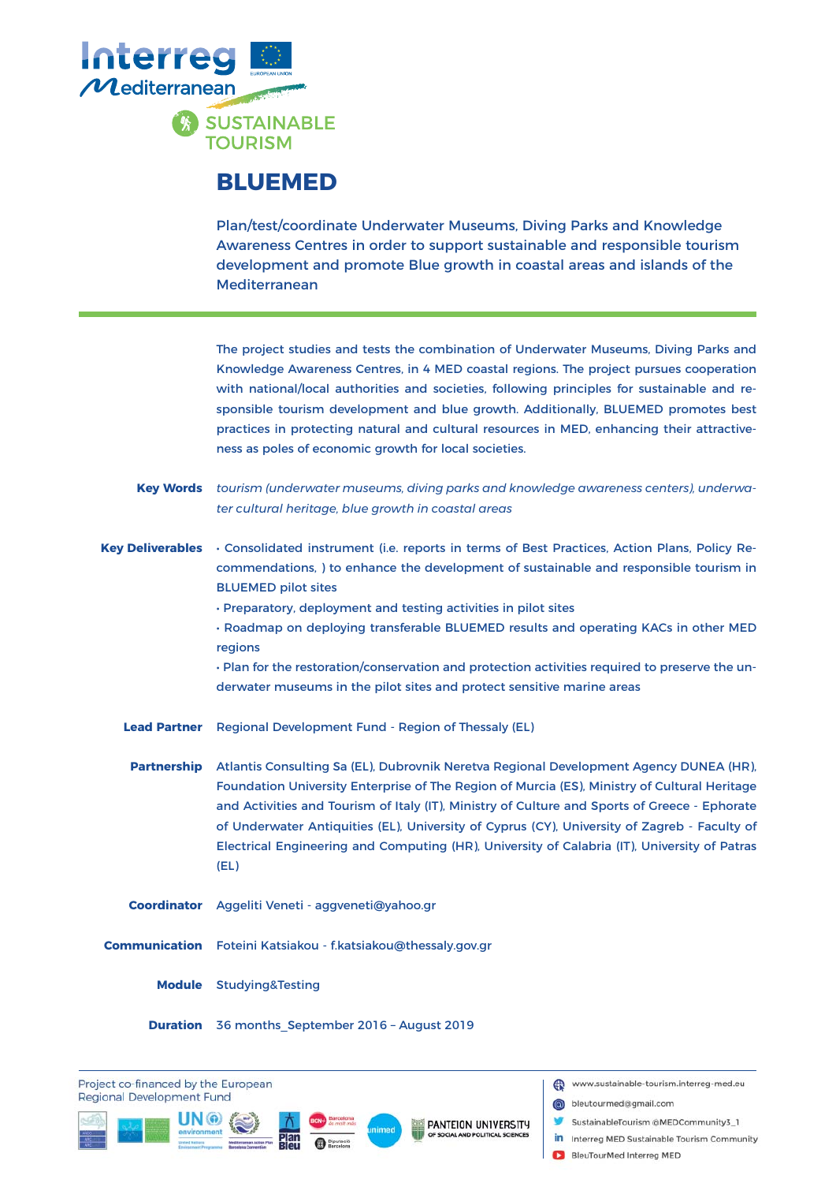Interreg Mediterranean

SUSTAINABLE TOURISM

# BLUEMED

Plan/test/coordinate Underwater Museums, Diving Parks and Knowledge Awareness Centres in order to support sustainable and responsible tourism development and promote Blue growth in coastal areas and islands of the Mediterranean

The project studies and tests the combination of Underwater Museums, Diving Parks and Knowledge Awareness Centres, in 4 MED coastal regions. The project pursues cooperation with national/local authorities and societies, following principles for sustainable and responsible tourism development and blue growth. Additionally, BLUEMED promotes best practices in protecting natural and cultural resources in MED, enhancing their attractiveness as poles of economic growth for local societies.

**Key Words** *tourism (underwater museums, diving parks and knowledge awareness centers), underwater cultural heritage, blue growth in coastal areas*

**Key Deliverables**

- Consolidated instrument (i.e. reports in terms of Best Practices, Action Plans, Policy Recommendations, ) to enhance the development of sustainable and responsible tourism in BLUEMED pilot sites
- Preparatory, deployment and testing activities in pilot sites
- Roadmap on deploying transferable BLUEMED results and operating KACs in other MED regions
- Plan for the restoration/conservation and protection activities required to preserve the underwater museums in the pilot sites and protect sensitive marine areas

**Lead Partner** Regional Development Fund - Region of Thessaly (EL)

**Partnership** Atlantis Consulting Sa (EL), Dubrovnik Neretva Regional Development Agency DUNEA (HR), Foundation University Enterprise of The Region of Murcia (ES), Ministry of Cultural Heritage and Activities and Tourism of Italy (IT), Ministry of Culture and Sports of Greece - Ephorate of Underwater Antiquities (EL), University of Cyprus (CY), University of Zagreb - Faculty of Electrical Engineering and Computing (HR), University of Calabria (IT), University of Patras (EL)

**Coordinator** Aggeliti Veneti - aggveneti@yahoo.gr

**Communication** Foteini Katsiakou - f.katsiakou@thessaly.gov.gr

**Module** Studying&Testing

**Duration** 36 months_September 2016 – August 2019

Project co-financed by the European Regional Development Fund

www.sustainable-tourism.interreg-med.eu
bleutourmed@gmail.com
SustainableTourism @MEDCommunity3_1
Interreg MED Sustainable Tourism Community
BleuTourMed Interreg MED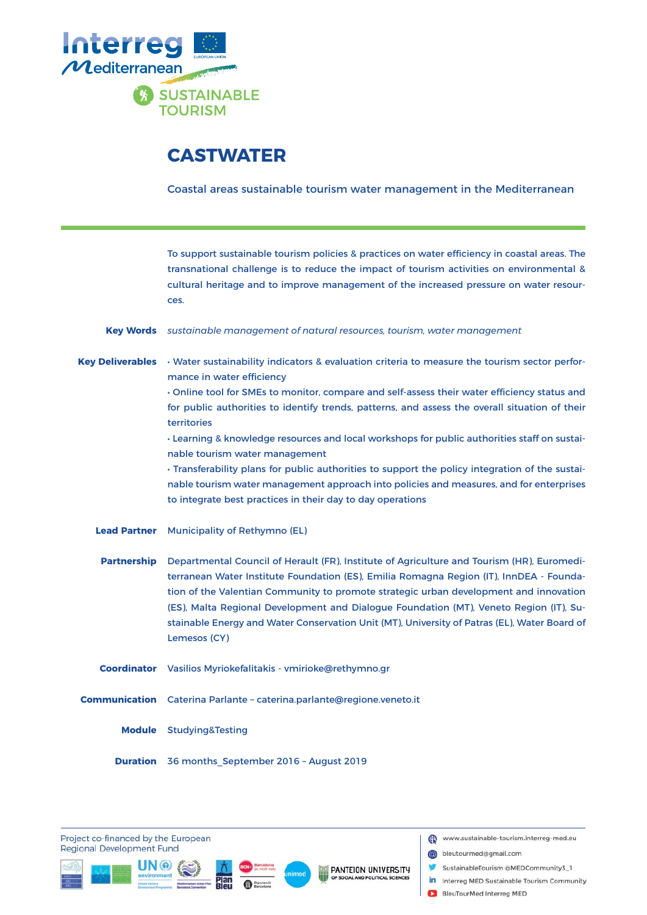# CASTWATER

Coastal areas sustainable tourism water management in the Mediterranean

To support sustainable tourism policies & practices on water efficiency in coastal areas. The transnational challenge is to reduce the impact of tourism activities on environmental & cultural heritage and to improve management of the increased pressure on water resources.

**Key Words** *sustainable management of natural resources, tourism, water management*

**Key Deliverables**

- Water sustainability indicators & evaluation criteria to measure the tourism sector performance in water efficiency
- Online tool for SMEs to monitor, compare and self-assess their water efficiency status and for public authorities to identify trends, patterns, and assess the overall situation of their territories
- Learning & knowledge resources and local workshops for public authorities staff on sustainable tourism water management
- Transferability plans for public authorities to support the policy integration of the sustainable tourism water management approach into policies and measures, and for enterprises to integrate best practices in their day to day operations

**Lead Partner** Municipality of Rethymno (EL)

**Partnership** Departmental Council of Herault (FR), Institute of Agriculture and Tourism (HR), Euromediterranean Water Institute Foundation (ES), Emilia Romagna Region (IT), InnDEA - Foundation of the Valentian Community to promote strategic urban development and innovation (ES), Malta Regional Development and Dialogue Foundation (MT), Veneto Region (IT), Sustainable Energy and Water Conservation Unit (MT), University of Patras (EL), Water Board of Lemesos (CY)

**Coordinator** Vasilios Myriokefalitakis - vmirioke@rethymno.gr

**Communication** Caterina Parlante – caterina.parlante@regione.veneto.it

**Module** Studying&Testing

**Duration** 36 months_September 2016 – August 2019

Project co-financed by the European Regional Development Fund

www.sustainable-tourism.interreg-med.eu
bleutourmed@gmail.com
SustainableTourism @MEDCommunity3_1
Interreg MED Sustainable Tourism Community
BleuTourMed Interreg MED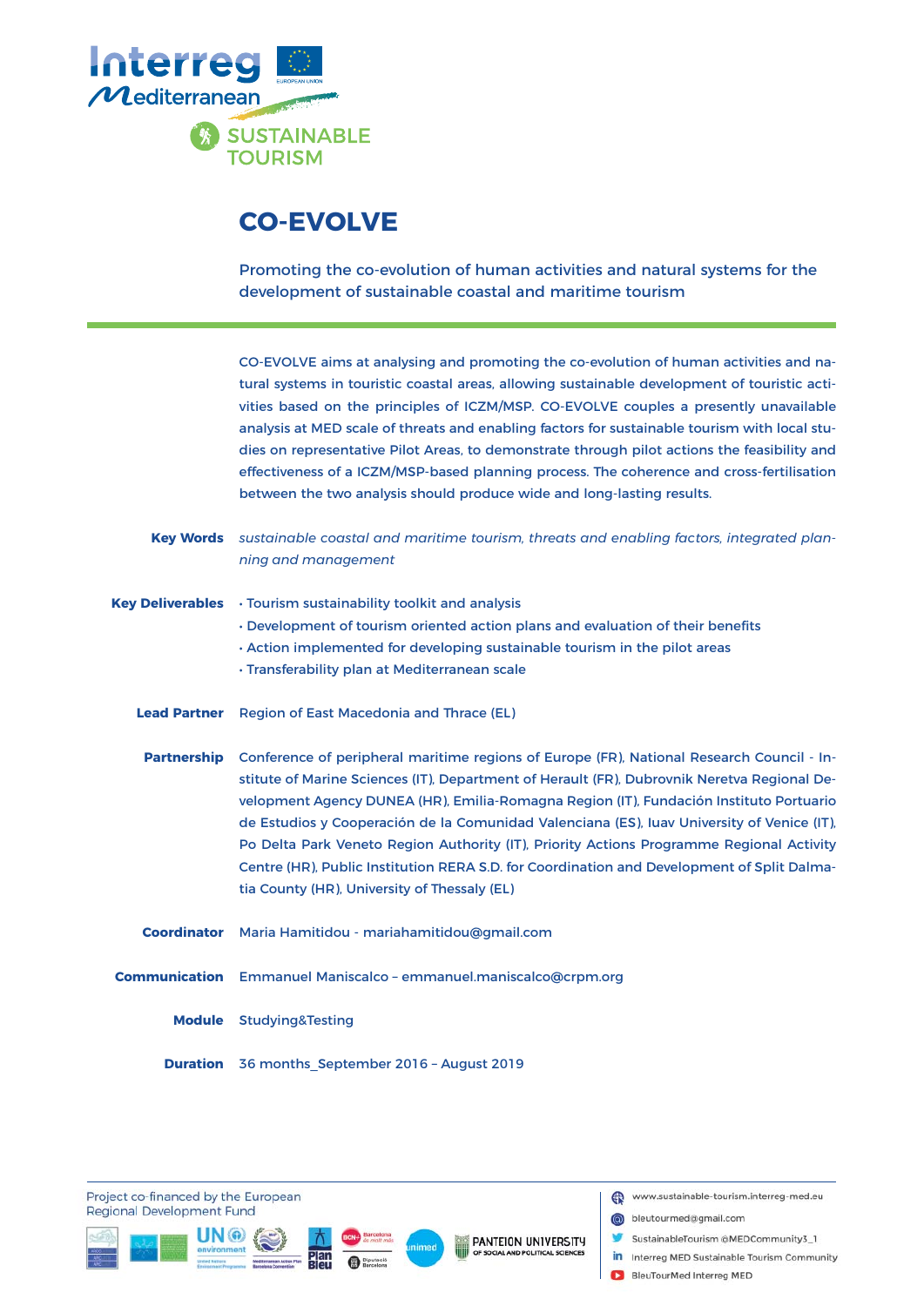# CO-EVOLVE

Promoting the co-evolution of human activities and natural systems for the development of sustainable coastal and maritime tourism

CO-EVOLVE aims at analysing and promoting the co-evolution of human activities and natural systems in touristic coastal areas, allowing sustainable development of touristic activities based on the principles of ICZM/MSP. CO-EVOLVE couples a presently unavailable analysis at MED scale of threats and enabling factors for sustainable tourism with local studies on representative Pilot Areas, to demonstrate through pilot actions the feasibility and effectiveness of a ICZM/MSP-based planning process. The coherence and cross-fertilisation between the two analysis should produce wide and long-lasting results.

**Key Words** *sustainable coastal and maritime tourism, threats and enabling factors, integrated planning and management*

**Key Deliverables**
- Tourism sustainability toolkit and analysis
- Development of tourism oriented action plans and evaluation of their benefits
- Action implemented for developing sustainable tourism in the pilot areas
- Transferability plan at Mediterranean scale

**Lead Partner** Region of East Macedonia and Thrace (EL)

**Partnership** Conference of peripheral maritime regions of Europe (FR), National Research Council - Institute of Marine Sciences (IT), Department of Herault (FR), Dubrovnik Neretva Regional Development Agency DUNEA (HR), Emilia-Romagna Region (IT), Fundación Instituto Portuario de Estudios y Cooperación de la Comunidad Valenciana (ES), Iuav University of Venice (IT), Po Delta Park Veneto Region Authority (IT), Priority Actions Programme Regional Activity Centre (HR), Public Institution RERA S.D. for Coordination and Development of Split Dalmatia County (HR), University of Thessaly (EL)

**Coordinator** Maria Hamitidou - mariahamitidou@gmail.com

**Communication** Emmanuel Maniscalco – emmanuel.maniscalco@crpm.org

**Module** Studying&Testing

**Duration** 36 months_September 2016 – August 2019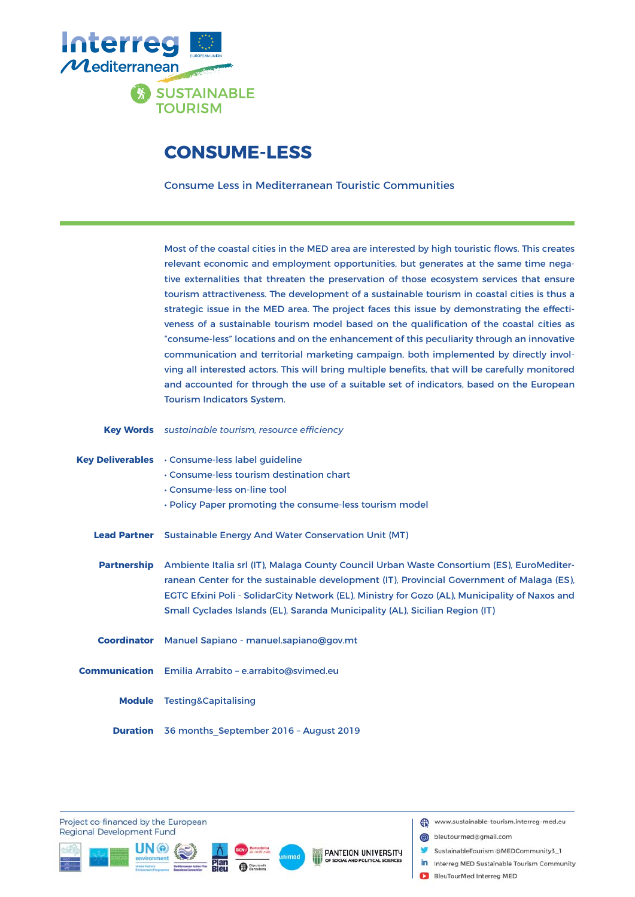Interreg Mediterranean

SUSTAINABLE TOURISM

# CONSUME-LESS

Consume Less in Mediterranean Touristic Communities

Most of the coastal cities in the MED area are interested by high touristic flows. This creates relevant economic and employment opportunities, but generates at the same time negative externalities that threaten the preservation of those ecosystem services that ensure tourism attractiveness. The development of a sustainable tourism in coastal cities is thus a strategic issue in the MED area. The project faces this issue by demonstrating the effectiveness of a sustainable tourism model based on the qualification of the coastal cities as "consume-less" locations and on the enhancement of this peculiarity through an innovative communication and territorial marketing campaign, both implemented by directly involving all interested actors. This will bring multiple benefits, that will be carefully monitored and accounted for through the use of a suitable set of indicators, based on the European Tourism Indicators System.

**Key Words** *sustainable tourism, resource efficiency*

**Key Deliverables**
- Consume-less label guideline
- Consume-less tourism destination chart
- Consume-less on-line tool
- Policy Paper promoting the consume-less tourism model

**Lead Partner** Sustainable Energy And Water Conservation Unit (MT)

**Partnership** Ambiente Italia srl (IT), Malaga County Council Urban Waste Consortium (ES), EuroMediterranean Center for the sustainable development (IT), Provincial Government of Malaga (ES), EGTC Efxini Poli - SolidarCity Network (EL), Ministry for Gozo (AL), Municipality of Naxos and Small Cyclades Islands (EL), Saranda Municipality (AL), Sicilian Region (IT)

**Coordinator** Manuel Sapiano - manuel.sapiano@gov.mt

**Communication** Emilia Arrabito – e.arrabito@svimed.eu

**Module** Testing&Capitalising

**Duration** 36 months_September 2016 – August 2019

Project co-financed by the European Regional Development Fund

www.sustainable-tourism.interreg-med.eu
bleutourmed@gmail.com
SustainableTourism @MEDCommunity3_1
Interreg MED Sustainable Tourism Community
BleuTourMed Interreg MED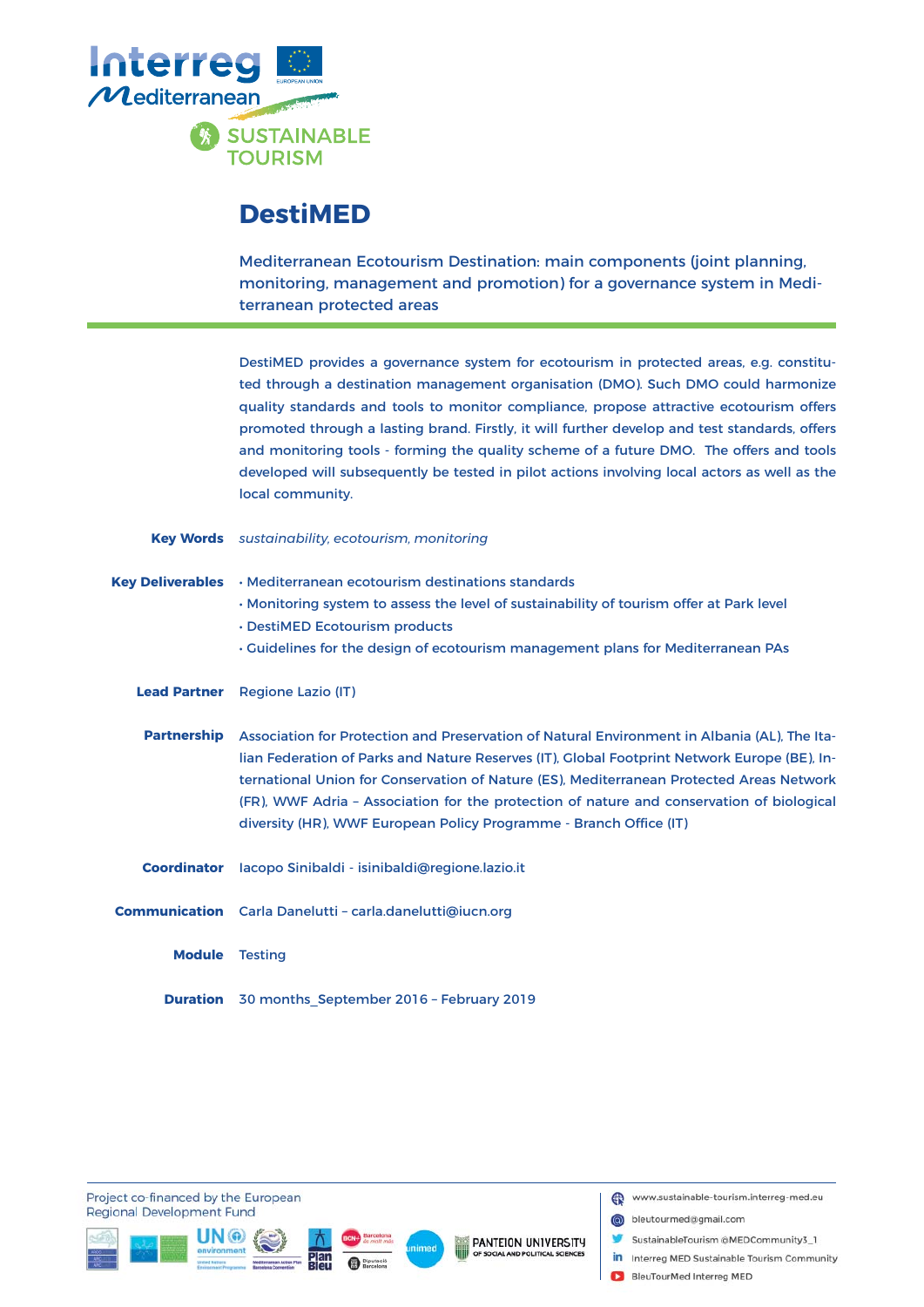# DestiMED

Mediterranean Ecotourism Destination: main components (joint planning, monitoring, management and promotion) for a governance system in Mediterranean protected areas

DestiMED provides a governance system for ecotourism in protected areas, e.g. constituted through a destination management organisation (DMO). Such DMO could harmonize quality standards and tools to monitor compliance, propose attractive ecotourism offers promoted through a lasting brand. Firstly, it will further develop and test standards, offers and monitoring tools - forming the quality scheme of a future DMO. The offers and tools developed will subsequently be tested in pilot actions involving local actors as well as the local community.

**Key Words** *sustainability, ecotourism, monitoring*

**Key Deliverables**
- Mediterranean ecotourism destinations standards
- Monitoring system to assess the level of sustainability of tourism offer at Park level
- DestiMED Ecotourism products
- Guidelines for the design of ecotourism management plans for Mediterranean PAs

**Lead Partner** Regione Lazio (IT)

**Partnership** Association for Protection and Preservation of Natural Environment in Albania (AL), The Italian Federation of Parks and Nature Reserves (IT), Global Footprint Network Europe (BE), International Union for Conservation of Nature (ES), Mediterranean Protected Areas Network (FR), WWF Adria – Association for the protection of nature and conservation of biological diversity (HR), WWF European Policy Programme - Branch Office (IT)

**Coordinator** Iacopo Sinibaldi - isinibaldi@regione.lazio.it

**Communication** Carla Danelutti – carla.danelutti@iucn.org

**Module** Testing

**Duration** 30 months_September 2016 – February 2019

Project co-financed by the European Regional Development Fund

www.sustainable-tourism.interreg-med.eu
bleutourmed@gmail.com
SustainableTourism @MEDCommunity3_1
Interreg MED Sustainable Tourism Community
BleuTourMed Interreg MED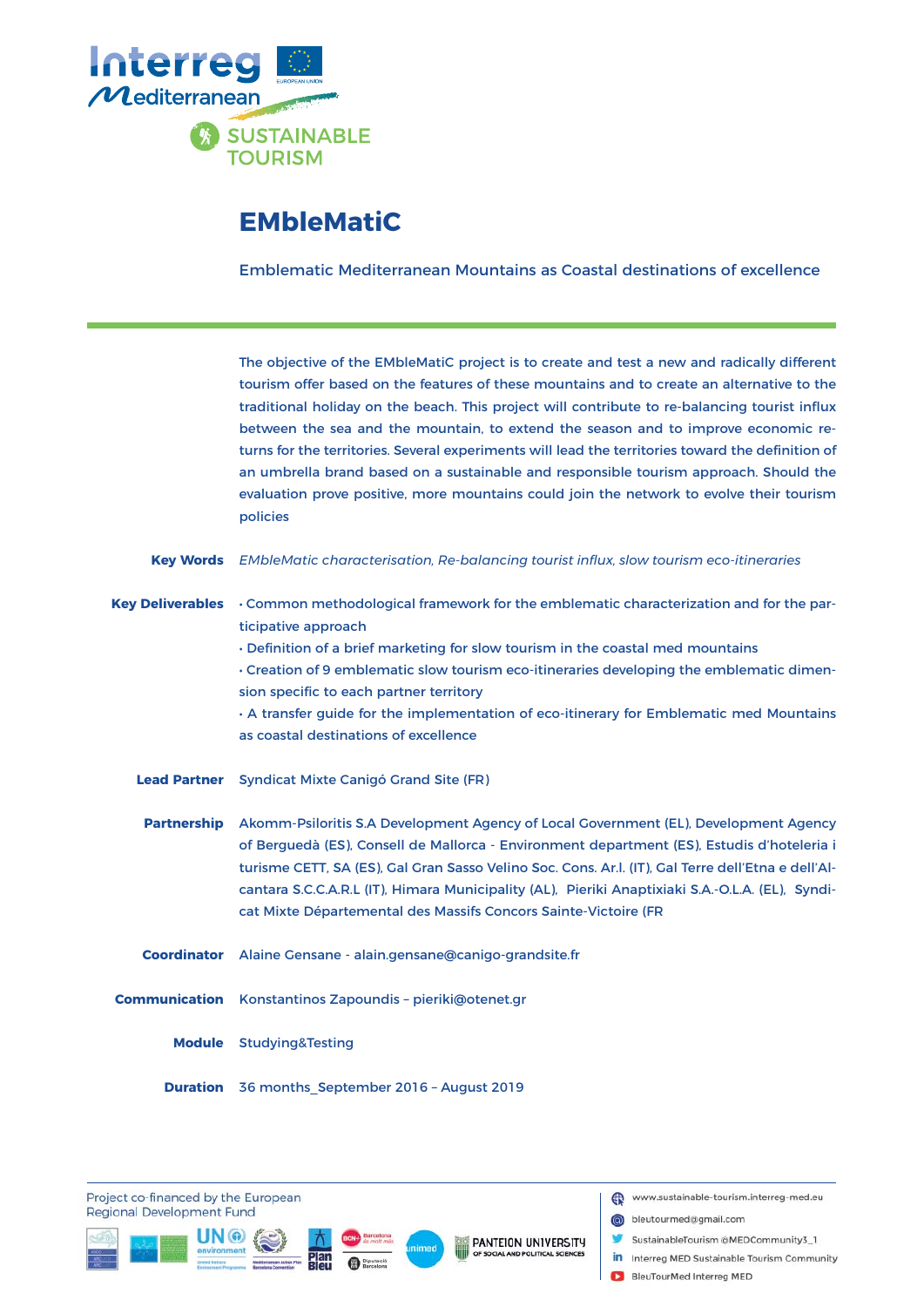Interreg Mediterranean

SUSTAINABLE TOURISM

# EMbleMatiC

Emblematic Mediterranean Mountains as Coastal destinations of excellence

The objective of the EMbleMatiC project is to create and test a new and radically different tourism offer based on the features of these mountains and to create an alternative to the traditional holiday on the beach. This project will contribute to re-balancing tourist influx between the sea and the mountain, to extend the season and to improve economic returns for the territories. Several experiments will lead the territories toward the definition of an umbrella brand based on a sustainable and responsible tourism approach. Should the evaluation prove positive, more mountains could join the network to evolve their tourism policies

**Key Words** *EMbleMatic characterisation, Re-balancing tourist influx, slow tourism eco-itineraries*

**Key Deliverables**
- Common methodological framework for the emblematic characterization and for the participative approach
- Definition of a brief marketing for slow tourism in the coastal med mountains
- Creation of 9 emblematic slow tourism eco-itineraries developing the emblematic dimension specific to each partner territory
- A transfer guide for the implementation of eco-itinerary for Emblematic med Mountains as coastal destinations of excellence

**Lead Partner** Syndicat Mixte Canigó Grand Site (FR)

**Partnership** Akomm-Psiloritis S.A Development Agency of Local Government (EL), Development Agency of Berguedà (ES), Consell de Mallorca - Environment department (ES), Estudis d'hoteleria i turisme CETT, SA (ES), Gal Gran Sasso Velino Soc. Cons. Ar.l. (IT), Gal Terre dell'Etna e dell'Alcantara S.C.C.A.R.L (IT), Himara Municipality (AL), Pieriki Anaptixiaki S.A.-O.L.A. (EL), Syndicat Mixte Départemental des Massifs Concors Sainte-Victoire (FR

**Coordinator** Alaine Gensane - alain.gensane@canigo-grandsite.fr

**Communication** Konstantinos Zapoundis – pieriki@otenet.gr

**Module** Studying&Testing

**Duration** 36 months_September 2016 – August 2019

Project co-financed by the European Regional Development Fund

www.sustainable-tourism.interreg-med.eu
bleutourmed@gmail.com
SustainableTourism @MEDCommunity3_1
Interreg MED Sustainable Tourism Community
BleuTourMed Interreg MED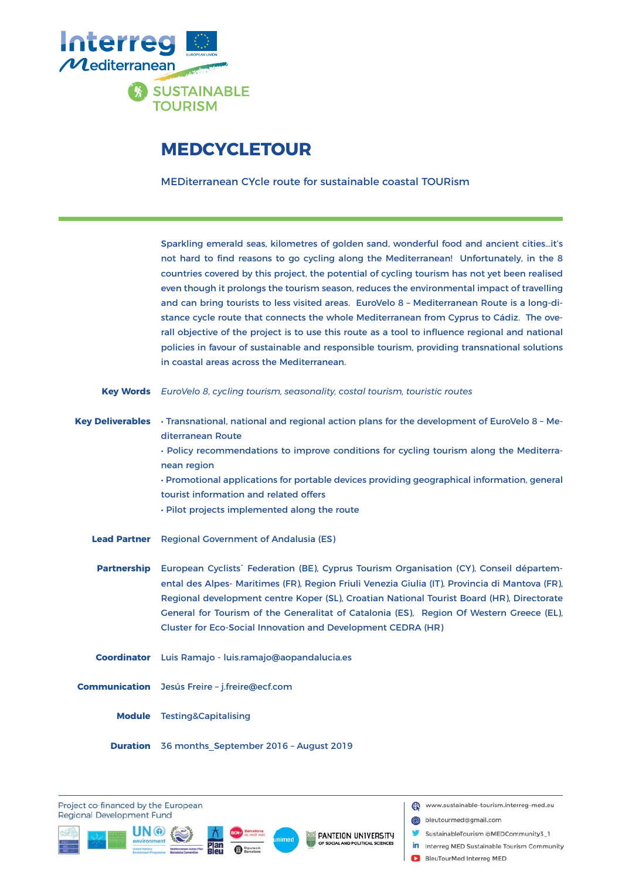Interreg Mediterranean

SUSTAINABLE TOURISM

# MEDCYCLETOUR

MEDiterranean CYcle route for sustainable coastal TOURism

Sparkling emerald seas, kilometres of golden sand, wonderful food and ancient cities…it's not hard to find reasons to go cycling along the Mediterranean! Unfortunately, in the 8 countries covered by this project, the potential of cycling tourism has not yet been realised even though it prolongs the tourism season, reduces the environmental impact of travelling and can bring tourists to less visited areas. EuroVelo 8 – Mediterranean Route is a long-distance cycle route that connects the whole Mediterranean from Cyprus to Cádiz. The overall objective of the project is to use this route as a tool to influence regional and national policies in favour of sustainable and responsible tourism, providing transnational solutions in coastal areas across the Mediterranean.

**Key Words** *EuroVelo 8, cycling tourism, seasonality, costal tourism, touristic routes*

**Key Deliverables**

- Transnational, national and regional action plans for the development of EuroVelo 8 – Mediterranean Route
- Policy recommendations to improve conditions for cycling tourism along the Mediterranean region
- Promotional applications for portable devices providing geographical information, general tourist information and related offers
- Pilot projects implemented along the route

**Lead Partner** Regional Government of Andalusia (ES)

**Partnership** European Cyclists´ Federation (BE), Cyprus Tourism Organisation (CY), Conseil départemental des Alpes- Maritimes (FR), Region Friuli Venezia Giulia (IT), Provincia di Mantova (FR), Regional development centre Koper (SL), Croatian National Tourist Board (HR), Directorate General for Tourism of the Generalitat of Catalonia (ES), Region Of Western Greece (EL), Cluster for Eco-Social Innovation and Development CEDRA (HR)

**Coordinator** Luis Ramajo - luis.ramajo@aopandalucia.es

**Communication** Jesús Freire – j.freire@ecf.com

**Module** Testing&Capitalising

**Duration** 36 months_September 2016 – August 2019

Project co-financed by the European Regional Development Fund

www.sustainable-tourism.interreg-med.eu
bleutourmed@gmail.com
SustainableTourism @MEDCommunity3_1
Interreg MED Sustainable Tourism Community
BleuTourMed Interreg MED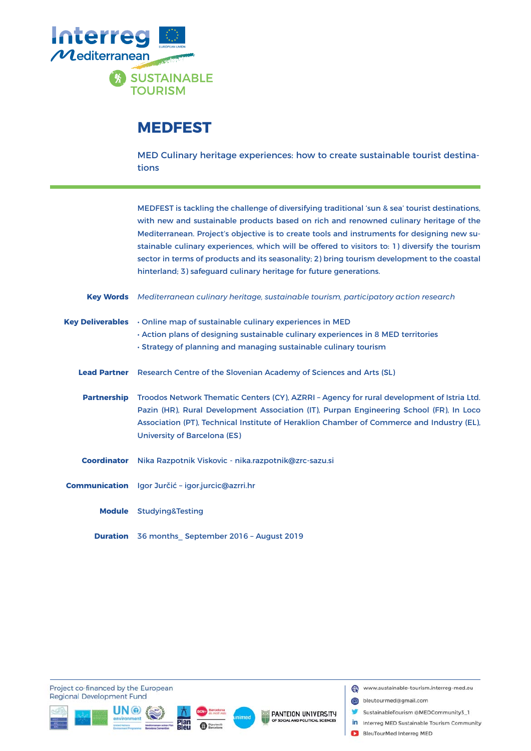# MEDFEST

MED Culinary heritage experiences: how to create sustainable tourist destinations

---

MEDFEST is tackling the challenge of diversifying traditional 'sun & sea' tourist destinations, with new and sustainable products based on rich and renowned culinary heritage of the Mediterranean. Project's objective is to create tools and instruments for designing new sustainable culinary experiences, which will be offered to visitors to: 1) diversify the tourism sector in terms of products and its seasonality; 2) bring tourism development to the coastal hinterland; 3) safeguard culinary heritage for future generations.

**Key Words** *Mediterranean culinary heritage, sustainable tourism, participatory action research*

**Key Deliverables**

- Online map of sustainable culinary experiences in MED
- Action plans of designing sustainable culinary experiences in 8 MED territories
- Strategy of planning and managing sustainable culinary tourism

**Lead Partner** Research Centre of the Slovenian Academy of Sciences and Arts (SL)

**Partnership** Troodos Network Thematic Centers (CY), AZRRI – Agency for rural development of Istria Ltd. Pazin (HR), Rural Development Association (IT), Purpan Engineering School (FR), In Loco Association (PT), Technical Institute of Heraklion Chamber of Commerce and Industry (EL), University of Barcelona (ES)

**Coordinator** Nika Razpotnik Viskovic - nika.razpotnik@zrc-sazu.si

**Communication** Igor Jurčić – igor.jurcic@azrri.hr

**Module** Studying&Testing

**Duration** 36 months_ September 2016 – August 2019

Project co-financed by the European Regional Development Fund

www.sustainable-tourism.interreg-med.eu
bleutourmed@gmail.com
SustainableTourism @MEDCommunity3_1
Interreg MED Sustainable Tourism Community
BleuTourMed Interreg MED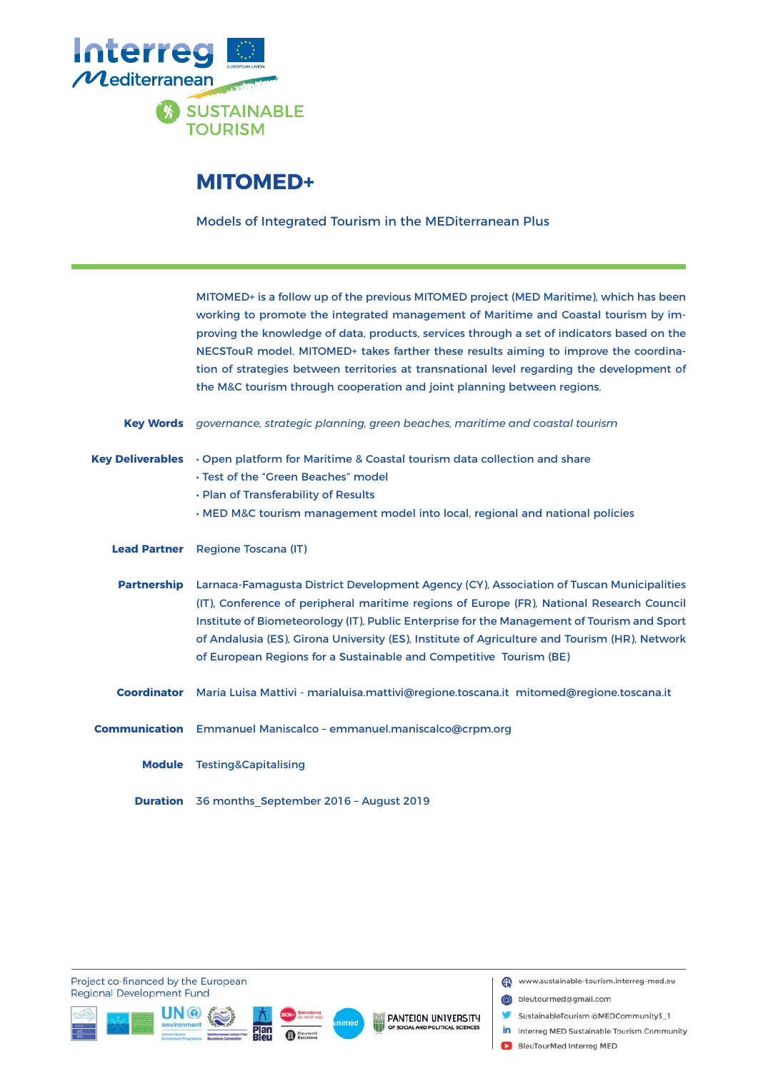Interreg Mediterranean

SUSTAINABLE TOURISM

# MITOMED+

Models of Integrated Tourism in the MEDiterranean Plus

MITOMED+ is a follow up of the previous MITOMED project (MED Maritime), which has been working to promote the integrated management of Maritime and Coastal tourism by improving the knowledge of data, products, services through a set of indicators based on the NECSTouR model. MITOMED+ takes farther these results aiming to improve the coordination of strategies between territories at transnational level regarding the development of the M&C tourism through cooperation and joint planning between regions.

**Key Words** *governance, strategic planning, green beaches, maritime and coastal tourism*

**Key Deliverables**
- Open platform for Maritime & Coastal tourism data collection and share
- Test of the "Green Beaches" model
- Plan of Transferability of Results
- MED M&C tourism management model into local, regional and national policies

**Lead Partner** Regione Toscana (IT)

**Partnership** Larnaca-Famagusta District Development Agency (CY), Association of Tuscan Municipalities (IT), Conference of peripheral maritime regions of Europe (FR), National Research Council Institute of Biometeorology (IT), Public Enterprise for the Management of Tourism and Sport of Andalusia (ES), Girona University (ES), Institute of Agriculture and Tourism (HR), Network of European Regions for a Sustainable and Competitive Tourism (BE)

**Coordinator** Maria Luisa Mattivi - marialuisa.mattivi@regione.toscana.it mitomed@regione.toscana.it

**Communication** Emmanuel Maniscalco – emmanuel.maniscalco@crpm.org

**Module** Testing&Capitalising

**Duration** 36 months_September 2016 – August 2019

Project co-financed by the European Regional Development Fund

www.sustainable-tourism.interreg-med.eu
bleutourmed@gmail.com
SustainableTourism @MEDCommunity3_1
Interreg MED Sustainable Tourism Community
BleuTourMed Interreg MED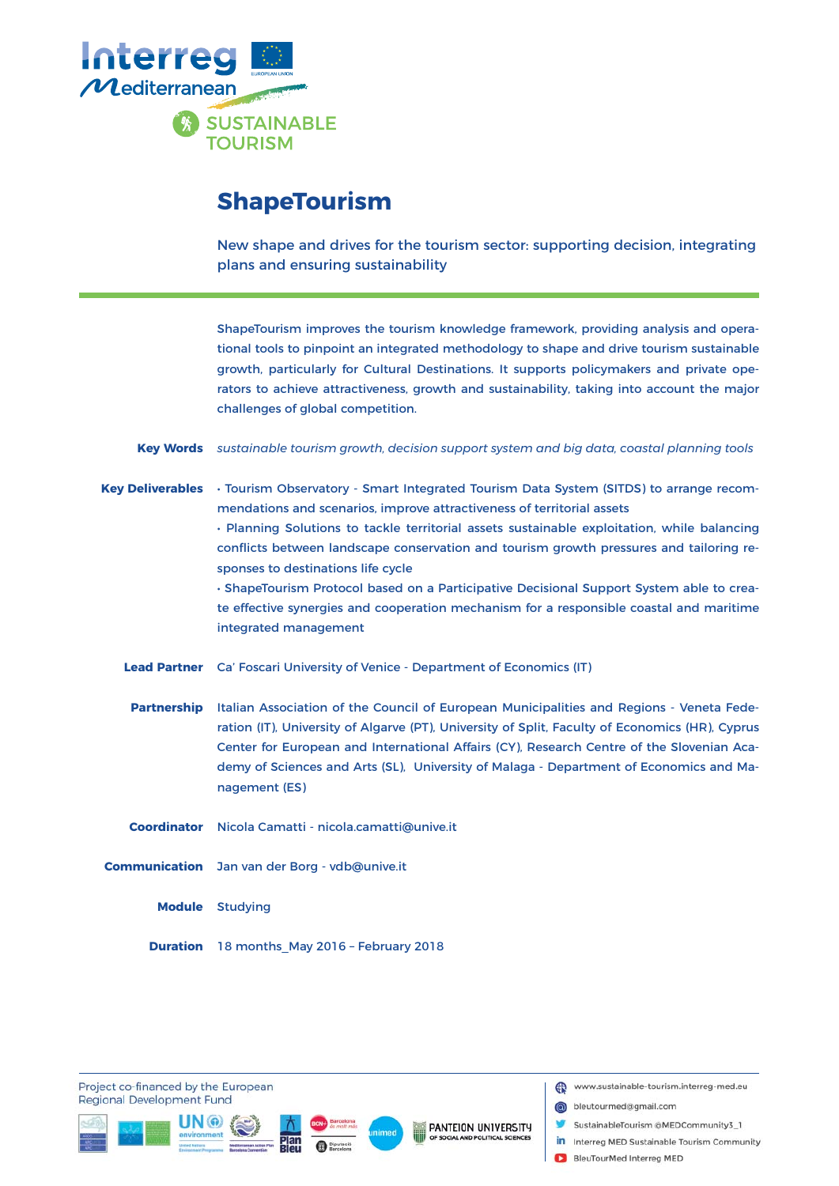# ShapeTourism

New shape and drives for the tourism sector: supporting decision, integrating plans and ensuring sustainability

ShapeTourism improves the tourism knowledge framework, providing analysis and operational tools to pinpoint an integrated methodology to shape and drive tourism sustainable growth, particularly for Cultural Destinations. It supports policymakers and private operators to achieve attractiveness, growth and sustainability, taking into account the major challenges of global competition.

**Key Words** *sustainable tourism growth, decision support system and big data, coastal planning tools*

**Key Deliverables**
- Tourism Observatory - Smart Integrated Tourism Data System (SITDS) to arrange recommendations and scenarios, improve attractiveness of territorial assets
- Planning Solutions to tackle territorial assets sustainable exploitation, while balancing conflicts between landscape conservation and tourism growth pressures and tailoring responses to destinations life cycle
- ShapeTourism Protocol based on a Participative Decisional Support System able to create effective synergies and cooperation mechanism for a responsible coastal and maritime integrated management

**Lead Partner** Ca' Foscari University of Venice - Department of Economics (IT)

**Partnership** Italian Association of the Council of European Municipalities and Regions - Veneta Federation (IT), University of Algarve (PT), University of Split, Faculty of Economics (HR), Cyprus Center for European and International Affairs (CY), Research Centre of the Slovenian Academy of Sciences and Arts (SL), University of Malaga - Department of Economics and Management (ES)

**Coordinator** Nicola Camatti - nicola.camatti@unive.it

**Communication** Jan van der Borg - vdb@unive.it

**Module** Studying

**Duration** 18 months_May 2016 – February 2018

Project co-financed by the European Regional Development Fund

www.sustainable-tourism.interreg-med.eu
bleutourmed@gmail.com
SustainableTourism @MEDCommunity3_1
Interreg MED Sustainable Tourism Community
BleuTourMed Interreg MED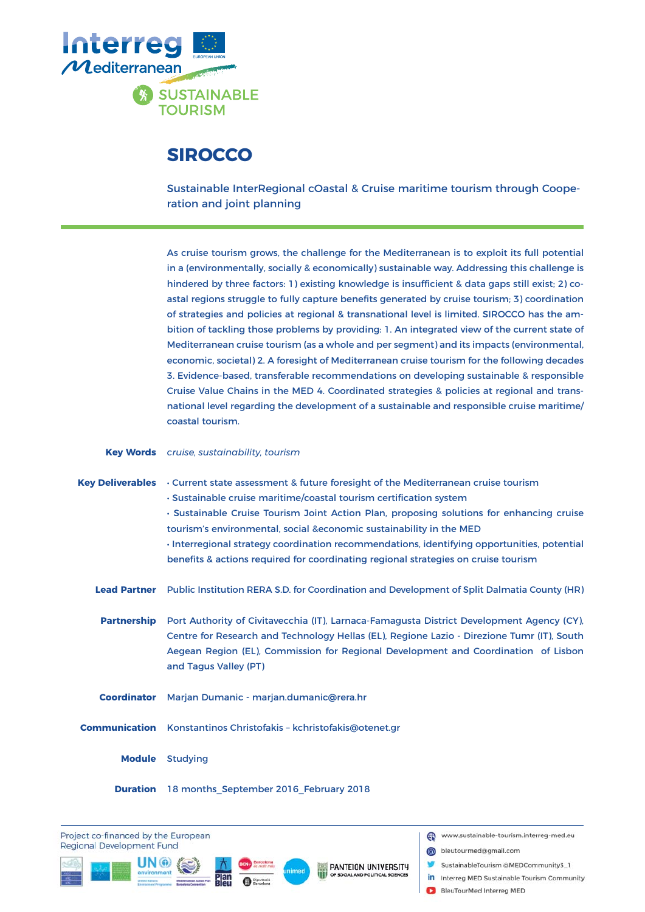Interreg Mediterranean

SUSTAINABLE TOURISM

# SIROCCO

Sustainable InterRegional cOastal & Cruise maritime tourism through Cooperation and joint planning

As cruise tourism grows, the challenge for the Mediterranean is to exploit its full potential in a (environmentally, socially & economically) sustainable way. Addressing this challenge is hindered by three factors: 1) existing knowledge is insufficient & data gaps still exist; 2) coastal regions struggle to fully capture benefits generated by cruise tourism; 3) coordination of strategies and policies at regional & transnational level is limited. SIROCCO has the ambition of tackling those problems by providing: 1. An integrated view of the current state of Mediterranean cruise tourism (as a whole and per segment) and its impacts (environmental, economic, societal) 2. A foresight of Mediterranean cruise tourism for the following decades 3. Evidence-based, transferable recommendations on developing sustainable & responsible Cruise Value Chains in the MED 4. Coordinated strategies & policies at regional and transnational level regarding the development of a sustainable and responsible cruise maritime/coastal tourism.

**Key Words** *cruise, sustainability, tourism*

**Key Deliverables**
- Current state assessment & future foresight of the Mediterranean cruise tourism
- Sustainable cruise maritime/coastal tourism certification system
- Sustainable Cruise Tourism Joint Action Plan, proposing solutions for enhancing cruise tourism's environmental, social &economic sustainability in the MED
- Interregional strategy coordination recommendations, identifying opportunities, potential benefits & actions required for coordinating regional strategies on cruise tourism

**Lead Partner** Public Institution RERA S.D. for Coordination and Development of Split Dalmatia County (HR)

**Partnership** Port Authority of Civitavecchia (IT), Larnaca-Famagusta District Development Agency (CY), Centre for Research and Technology Hellas (EL), Regione Lazio - Direzione Tumr (IT), South Aegean Region (EL), Commission for Regional Development and Coordination of Lisbon and Tagus Valley (PT)

**Coordinator** Marjan Dumanic - marjan.dumanic@rera.hr

**Communication** Konstantinos Christofakis – kchristofakis@otenet.gr

**Module** Studying

**Duration** 18 months_September 2016_February 2018

Project co-financed by the European Regional Development Fund

www.sustainable-tourism.interreg-med.eu
bleutourmed@gmail.com
SustainableTourism @MEDCommunity3_1
Interreg MED Sustainable Tourism Community
BleuTourMed Interreg MED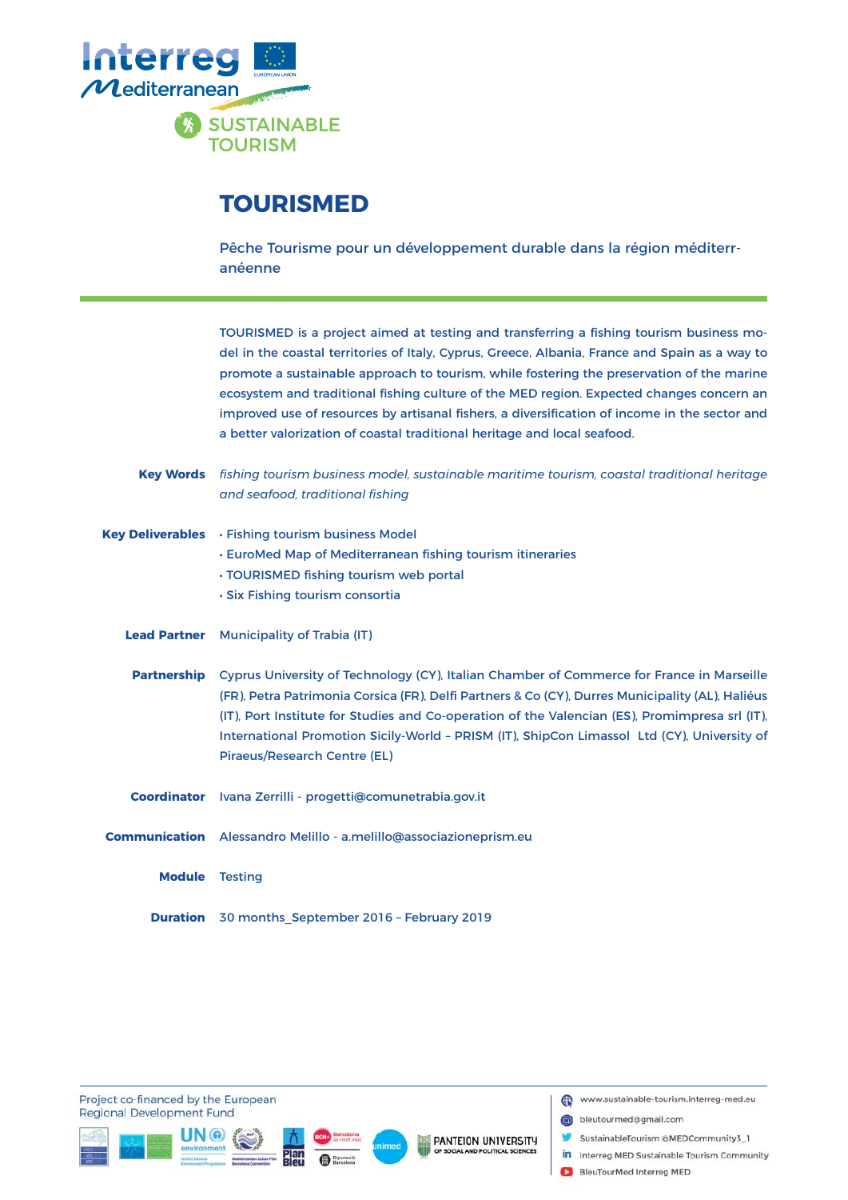# TOURISMED

Pêche Tourisme pour un développement durable dans la région méditerranéenne

TOURISMED is a project aimed at testing and transferring a fishing tourism business model in the coastal territories of Italy, Cyprus, Greece, Albania, France and Spain as a way to promote a sustainable approach to tourism, while fostering the preservation of the marine ecosystem and traditional fishing culture of the MED region. Expected changes concern an improved use of resources by artisanal fishers, a diversification of income in the sector and a better valorization of coastal traditional heritage and local seafood.

**Key Words** *fishing tourism business model, sustainable maritime tourism, coastal traditional heritage and seafood, traditional fishing*

**Key Deliverables**

- Fishing tourism business Model
- EuroMed Map of Mediterranean fishing tourism itineraries
- TOURISMED fishing tourism web portal
- Six Fishing tourism consortia

**Lead Partner** Municipality of Trabia (IT)

**Partnership** Cyprus University of Technology (CY), Italian Chamber of Commerce for France in Marseille (FR), Petra Patrimonia Corsica (FR), Delfi Partners & Co (CY), Durres Municipality (AL), Haliéus (IT), Port Institute for Studies and Co-operation of the Valencian (ES), Promimpresa srl (IT), International Promotion Sicily-World – PRISM (IT), ShipCon Limassol Ltd (CY), University of Piraeus/Research Centre (EL)

**Coordinator** Ivana Zerrilli - progetti@comunetrabia.gov.it

**Communication** Alessandro Melillo - a.melillo@associazioneprism.eu

**Module** Testing

**Duration** 30 months_September 2016 – February 2019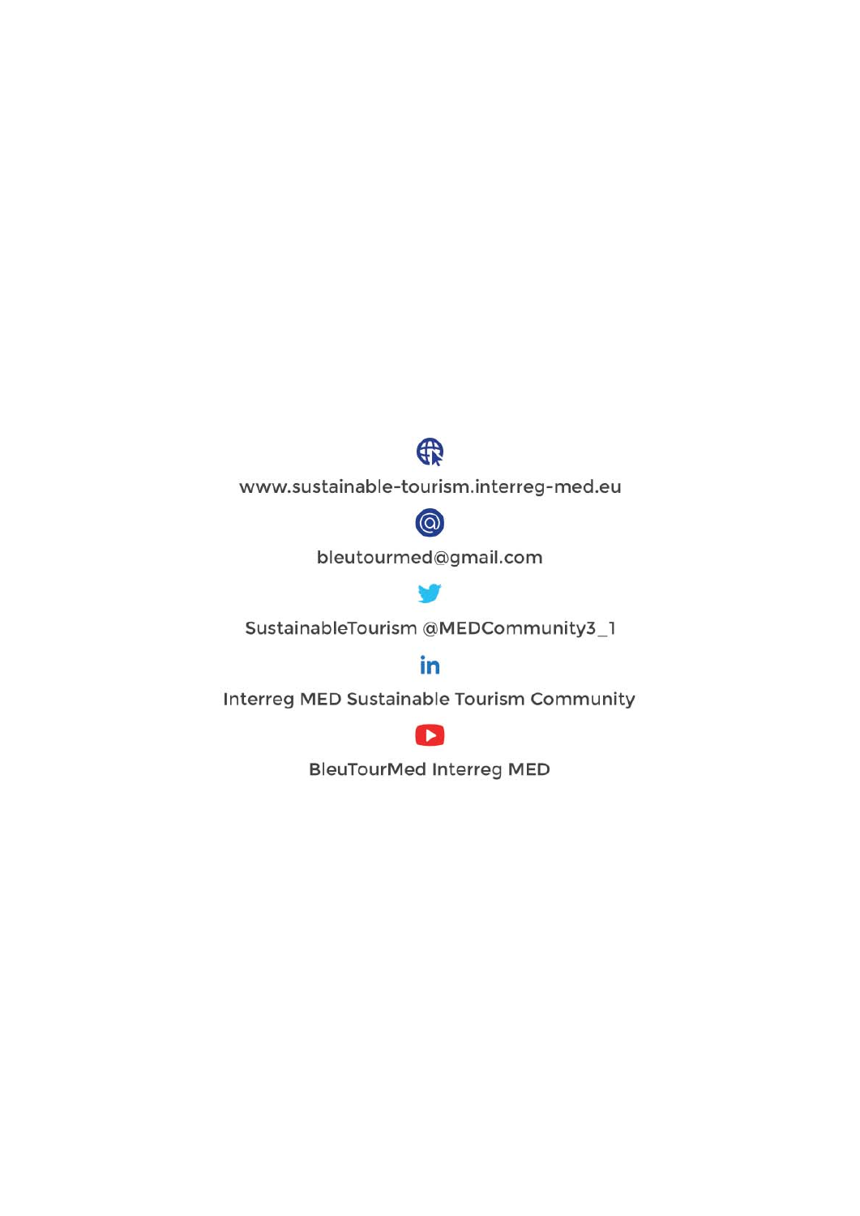www.sustainable-tourism.interreg-med.eu

bleutourmed@gmail.com

SustainableTourism @MEDCommunity3_1

Interreg MED Sustainable Tourism Community

BleuTourMed Interreg MED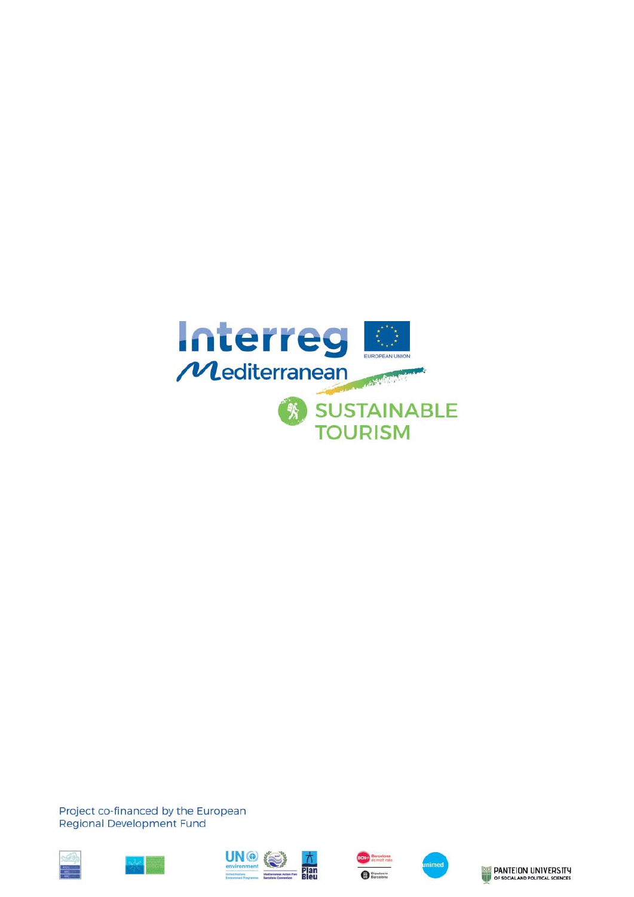Project co-financed by the European Regional Development Fund